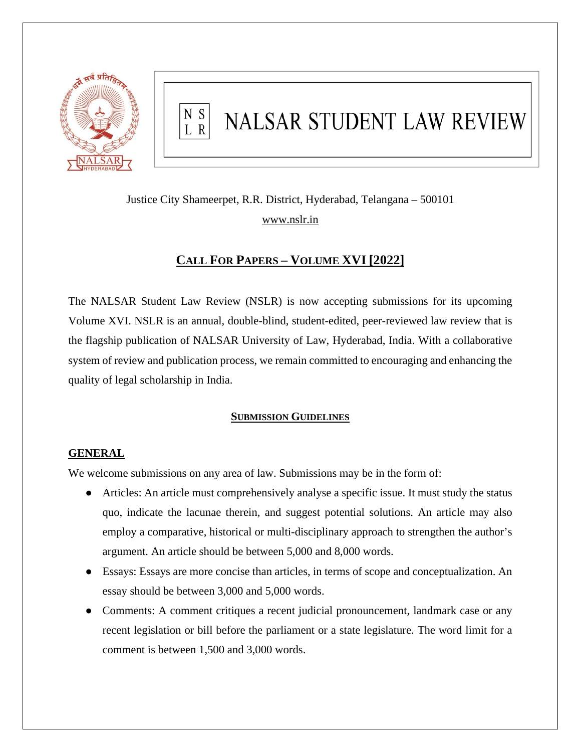# NALSAR STUDENT LAW REVIEW

Justice City Shameerpet, R.R. District, Hyderabad, Telangana – 500101

www.nslr.in

## CALL FOR PAPERS – VOLUME XVI [2022]

The NALSAR Student Law Review (NSLR) is now accepting submissions for its upcoming Volume XVI. NSLR is an annual, double-blind, student-edited, peer-reviewed law review that is the flagship publication of NALSAR University of Law, Hyderabad, India. With a collaborative system of review and publication process, we remain committed to encouraging and enhancing the quality of legal scholarship in India.

### SUBMISSION GUIDELINES

#### GENERAL

We welcome submissions on any area of law. Submissions may be in the form of:

- Articles: An article must comprehensively analyse a specific issue. It must study the status quo, indicate the lacunae therein, and suggest potential solutions. An article may also employ a comparative, historical or multi-disciplinary approach to strengthen the author's argument. An article should be between 5,000 and 8,000 words.
- Essays: Essays are more concise than articles, in terms of scope and conceptualization. An essay should be between 3,000 and 5,000 words.
- Comments: A comment critiques a recent judicial pronouncement, landmark case or any recent legislation or bill before the parliament or a state legislature. The word limit for a comment is between 1,500 and 3,000 words.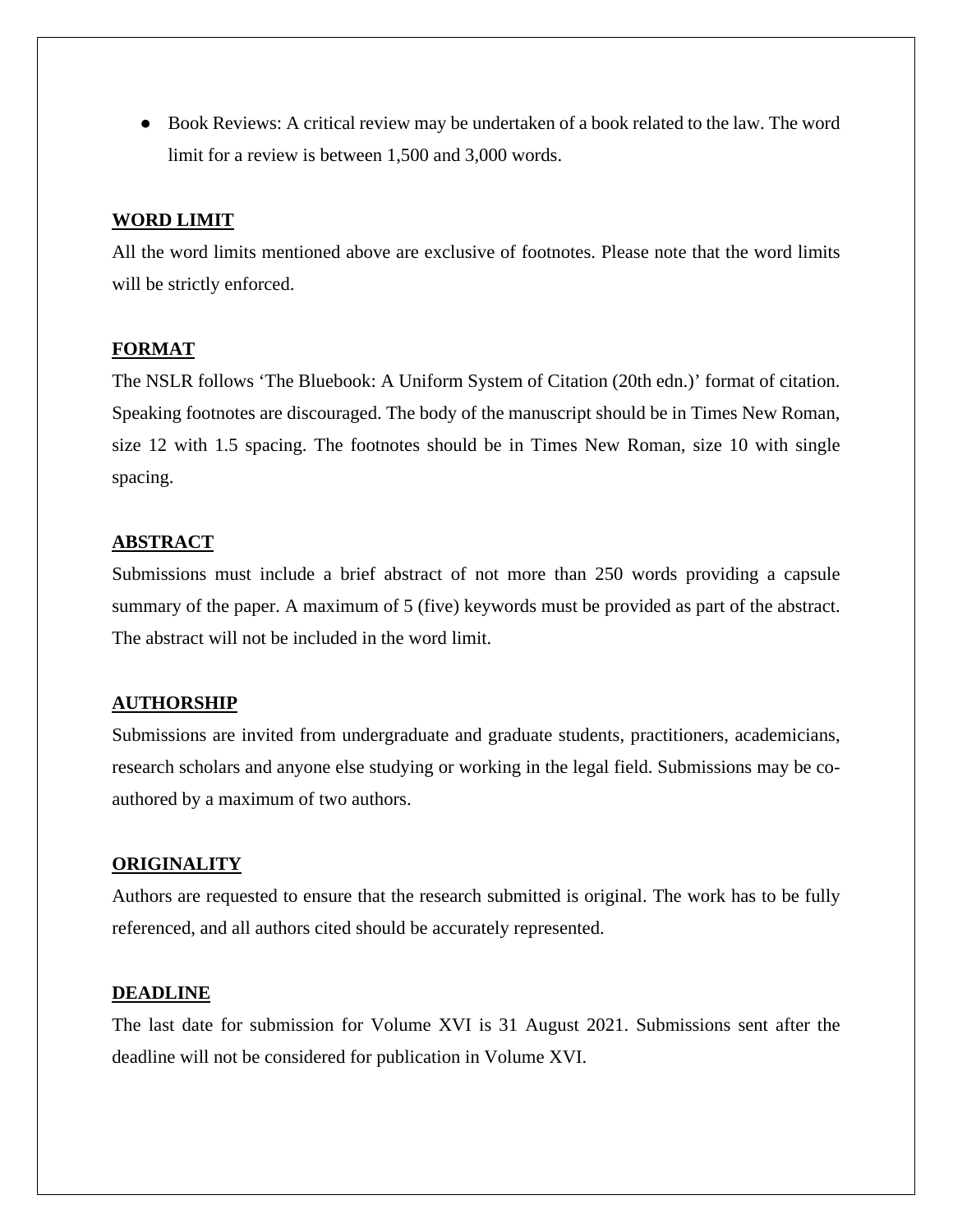- Book Reviews: A critical review may be undertaken of a book related to the law. The word limit for a review is between 1,500 and 3,000 words.

**WORD LIMIT**

All the word limits mentioned above are exclusive of footnotes. Please note that the word limits will be strictly enforced.

**FORMAT**

The NSLR follows 'The Bluebook: A Uniform System of Citation (20th edn.)' format of citation. Speaking footnotes are discouraged. The body of the manuscript should be in Times New Roman, size 12 with 1.5 spacing. The footnotes should be in Times New Roman, size 10 with single spacing.

**ABSTRACT**

Submissions must include a brief abstract of not more than 250 words providing a capsule summary of the paper. A maximum of 5 (five) keywords must be provided as part of the abstract. The abstract will not be included in the word limit.

**AUTHORSHIP**

Submissions are invited from undergraduate and graduate students, practitioners, academicians, research scholars and anyone else studying or working in the legal field. Submissions may be co-authored by a maximum of two authors.

**ORIGINALITY**

Authors are requested to ensure that the research submitted is original. The work has to be fully referenced, and all authors cited should be accurately represented.

**DEADLINE**

The last date for submission for Volume XVI is 31 August 2021. Submissions sent after the deadline will not be considered for publication in Volume XVI.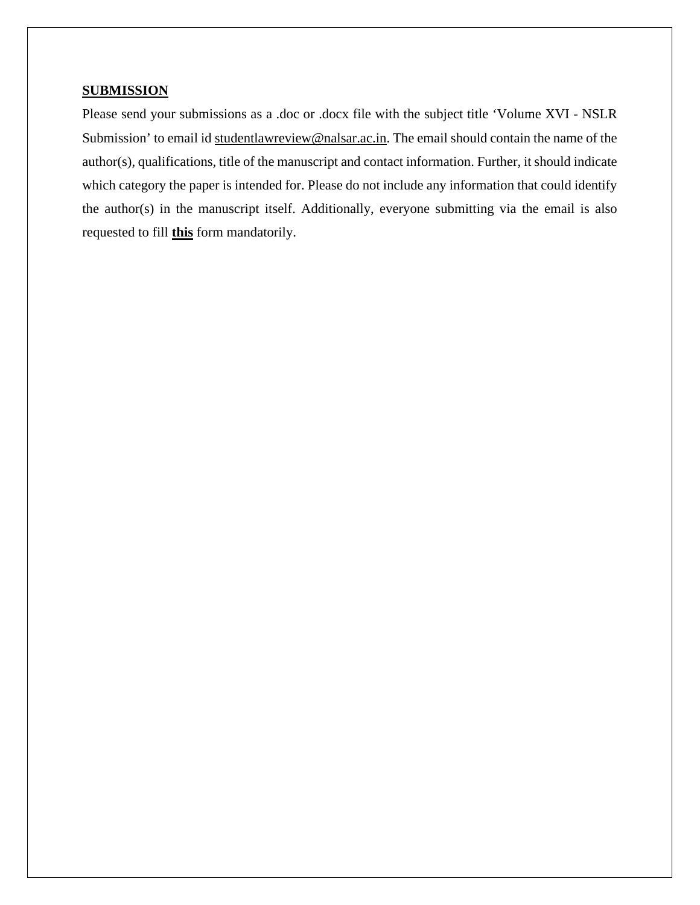**SUBMISSION**

Please send your submissions as a .doc or .docx file with the subject title 'Volume XVI - NSLR Submission' to email id studentlawreview@nalsar.ac.in. The email should contain the name of the author(s), qualifications, title of the manuscript and contact information. Further, it should indicate which category the paper is intended for. Please do not include any information that could identify the author(s) in the manuscript itself. Additionally, everyone submitting via the email is also requested to fill **this** form mandatorily.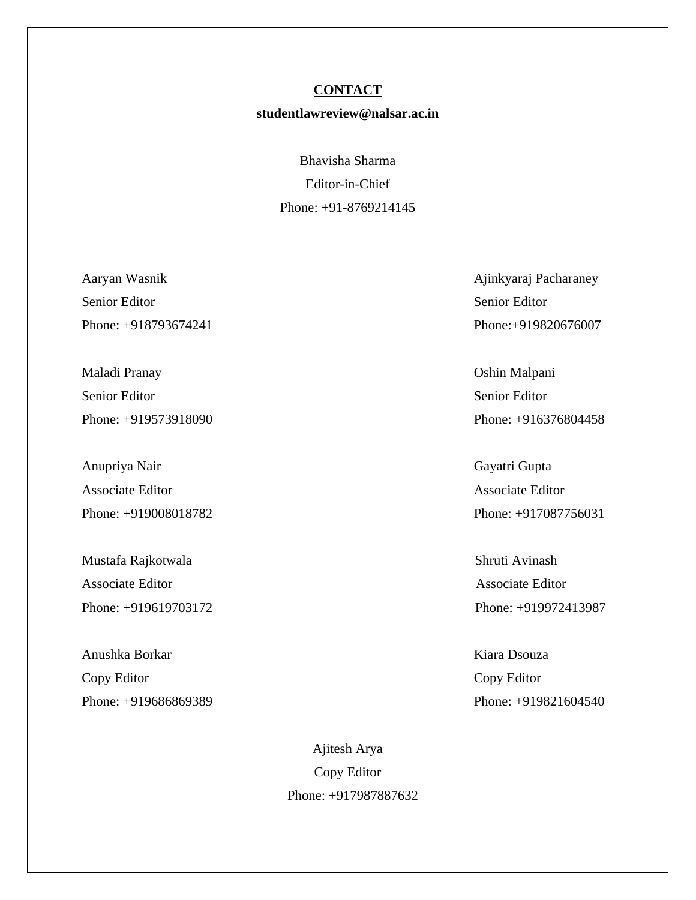**CONTACT**

**studentlawreview@nalsar.ac.in**

Bhavisha Sharma
Editor-in-Chief
Phone: +91-8769214145

Aaryan Wasnik
Senior Editor
Phone: +918793674241

Ajinkyaraj Pacharaney
Senior Editor
Phone:+919820676007

Maladi Pranay
Senior Editor
Phone: +919573918090

Oshin Malpani
Senior Editor
Phone: +916376804458

Anupriya Nair
Associate Editor
Phone: +919008018782

Gayatri Gupta
Associate Editor
Phone: +917087756031

Mustafa Rajkotwala
Associate Editor
Phone: +919619703172

Shruti Avinash
Associate Editor
Phone: +919972413987

Anushka Borkar
Copy Editor
Phone: +919686869389

Kiara Dsouza
Copy Editor
Phone: +919821604540

Ajitesh Arya
Copy Editor
Phone: +917987887632